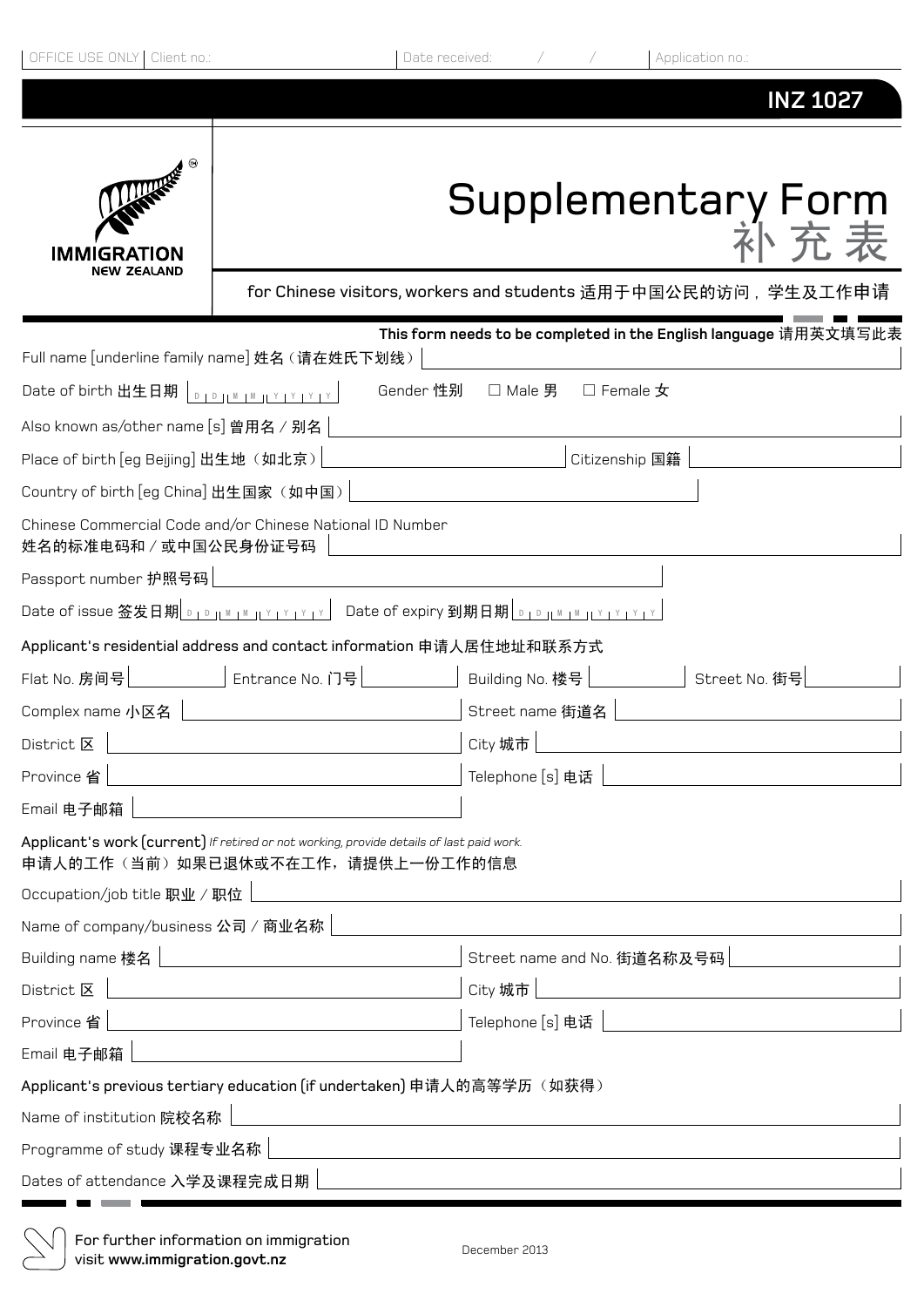OFFICE USE ONLY | Client no.: | Date received: / / | Application no.:

**INZ 1027**

IMMIGRATION NEW ZEALAND

# Supplementary Form 补充表

for Chinese visitors, workers and students 适用于中国公民的访问，学生及工作申请

**This form needs to be completed in the English language 请用英文填写此表**

Full name [underline family name] 姓名（请在姓氏下划线）

Date of birth 出生日期 D D M M Y Y Y Y    Gender 性别 ☐ Male 男 ☐ Female 女

Also known as/other name [s] 曾用名 / 别名

Place of birth [eg Beijing] 出生地（如北京）    Citizenship 国籍

Country of birth [eg China] 出生国家（如中国）

Chinese Commercial Code and/or Chinese National ID Number
姓名的标准电码和 / 或中国公民身份证号码

Passport number 护照号码

Date of issue 签发日期 D D M M Y Y Y Y    Date of expiry 到期日期 D D M M Y Y Y Y

**Applicant's residential address and contact information 申请人居住地址和联系方式**

Flat No. 房间号    Entrance No. 门号    Building No. 楼号    Street No. 街号

Complex name 小区名    Street name 街道名

District 区    City 城市

Province 省    Telephone [s] 电话

Email 电子邮箱

**Applicant's work (current)** *If retired or not working, provide details of last paid work.*
**申请人的工作（当前）如果已退休或不在工作，请提供上一份工作的信息**

Occupation/job title 职业 / 职位

Name of company/business 公司 / 商业名称

Building name 楼名    Street name and No. 街道名称及号码

District 区    City 城市

Province 省    Telephone [s] 电话

Email 电子邮箱

**Applicant's previous tertiary education (if undertaken) 申请人的高等学历（如获得）**

Name of institution 院校名称

Programme of study 课程专业名称

Dates of attendance 入学及课程完成日期

For further information on immigration visit **www.immigration.govt.nz**

December 2013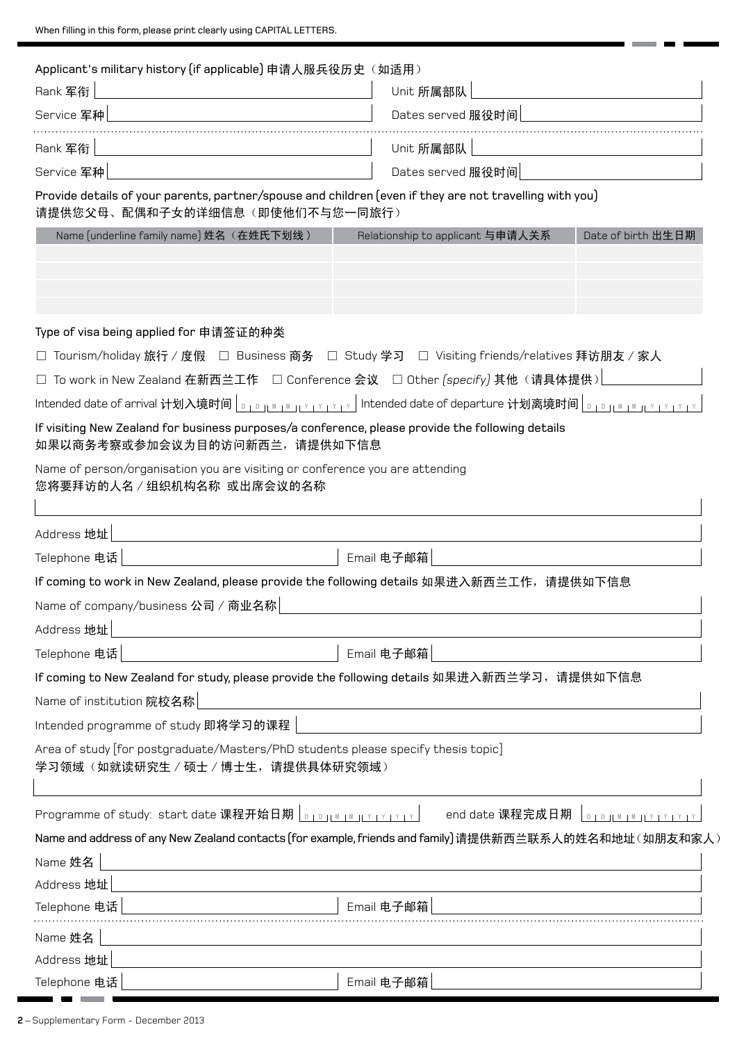When filling in this form, please print clearly using CAPITAL LETTERS.

**Applicant's military history (if applicable) 申请人服兵役历史（如适用）**

Rank 军衔 | Unit 所属部队

Service 军种 | Dates served 服役时间

Rank 军衔 | Unit 所属部队

Service 军种 | Dates served 服役时间

**Provide details of your parents, partner/spouse and children (even if they are not travelling with you)**
**请提供您父母、配偶和子女的详细信息（即使他们不与您一同旅行）**

| Name (underline family name) 姓名（在姓氏下划线） | Relationship to applicant 与申请人关系 | Date of birth 出生日期 |
|---|---|---|
| | | |
| | | |
| | | |
| | | |

**Type of visa being applied for 申请签证的种类**

☐ Tourism/holiday 旅行 / 度假 ☐ Business 商务 ☐ Study 学习 ☐ Visiting friends/relatives 拜访朋友 / 家人

☐ To work in New Zealand 在新西兰工作 ☐ Conference 会议 ☐ Other *(specify)* 其他（请具体提供）

Intended date of arrival 计划入境时间 DD MM YYYY Intended date of departure 计划离境时间 DD MM YYYY

**If visiting New Zealand for business purposes/a conference, please provide the following details**
**如果以商务考察或参加会议为目的访问新西兰，请提供如下信息**

Name of person/organisation you are visiting or conference you are attending
您将要拜访的人名 / 组织机构名称 或出席会议的名称

Address 地址

Telephone 电话 | Email 电子邮箱

**If coming to work in New Zealand, please provide the following details 如果进入新西兰工作，请提供如下信息**

Name of company/business 公司 / 商业名称

Address 地址

Telephone 电话 | Email 电子邮箱

**If coming to New Zealand for study, please provide the following details 如果进入新西兰学习，请提供如下信息**

Name of institution 院校名称

Intended programme of study 即将学习的课程

Area of study [for postgraduate/Masters/PhD students please specify thesis topic]
学习领域（如就读研究生 / 硕士 / 博士生，请提供具体研究领域）

Programme of study: start date 课程开始日期 DD MM YYYY end date 课程完成日期 DD MM YYYY

**Name and address of any New Zealand contacts (for example, friends and family) 请提供新西兰联系人的姓名和地址（如朋友和家人）**

Name 姓名

Address 地址

Telephone 电话 | Email 电子邮箱

Name 姓名

Address 地址

Telephone 电话 | Email 电子邮箱